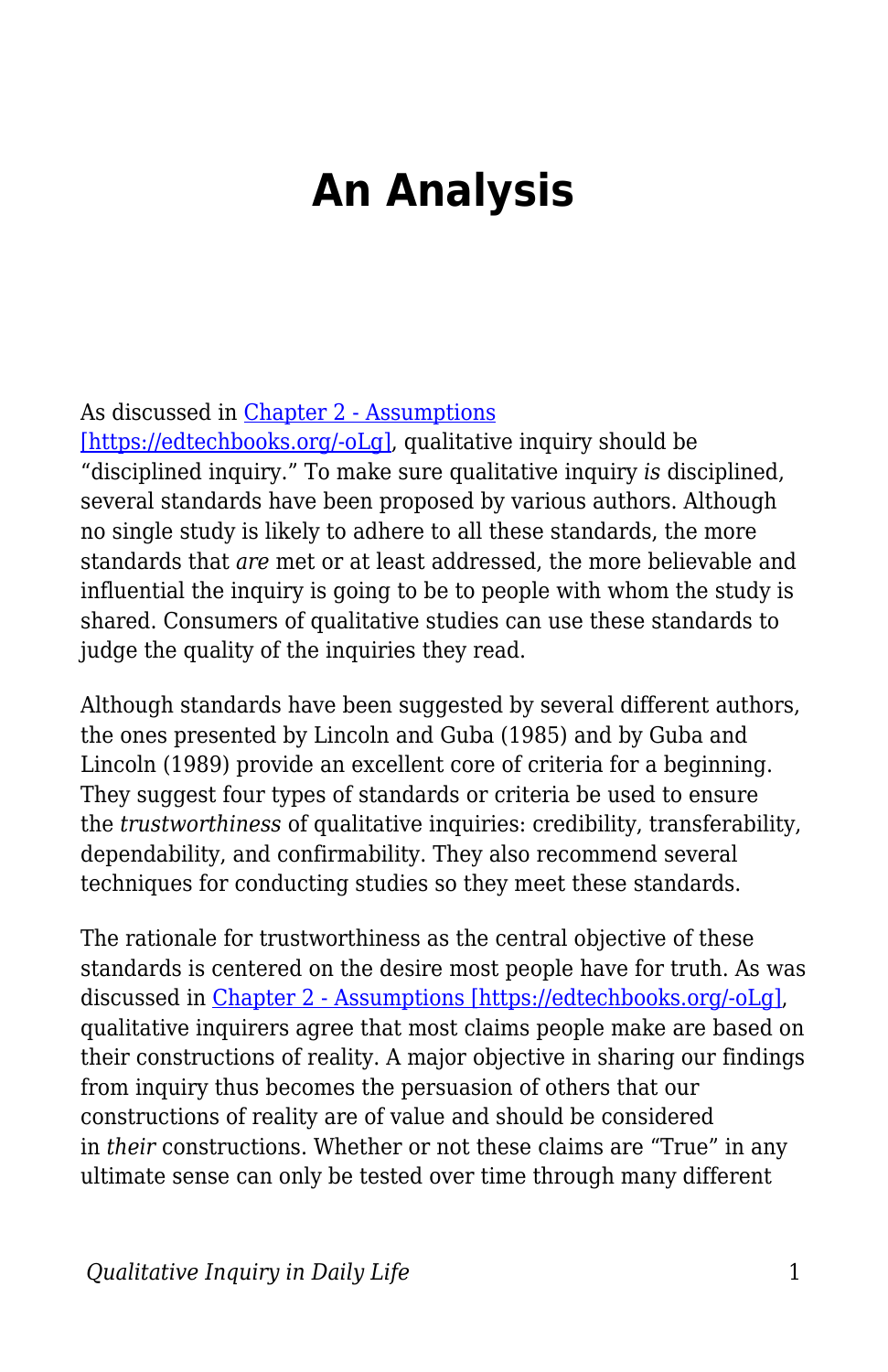# An Analysis

As discussed in [Chapter 2 - Assumptions [https://edtechbooks.org/-oLg]](https://edtechbooks.org/-oLg), qualitative inquiry should be "disciplined inquiry." To make sure qualitative inquiry *is* disciplined, several standards have been proposed by various authors. Although no single study is likely to adhere to all these standards, the more standards that *are* met or at least addressed, the more believable and influential the inquiry is going to be to people with whom the study is shared. Consumers of qualitative studies can use these standards to judge the quality of the inquiries they read.

Although standards have been suggested by several different authors, the ones presented by Lincoln and Guba (1985) and by Guba and Lincoln (1989) provide an excellent core of criteria for a beginning. They suggest four types of standards or criteria be used to ensure the *trustworthiness* of qualitative inquiries: credibility, transferability, dependability, and confirmability. They also recommend several techniques for conducting studies so they meet these standards.

The rationale for trustworthiness as the central objective of these standards is centered on the desire most people have for truth. As was discussed in [Chapter 2 - Assumptions [https://edtechbooks.org/-oLg]](https://edtechbooks.org/-oLg), qualitative inquirers agree that most claims people make are based on their constructions of reality. A major objective in sharing our findings from inquiry thus becomes the persuasion of others that our constructions of reality are of value and should be considered in *their* constructions. Whether or not these claims are "True" in any ultimate sense can only be tested over time through many different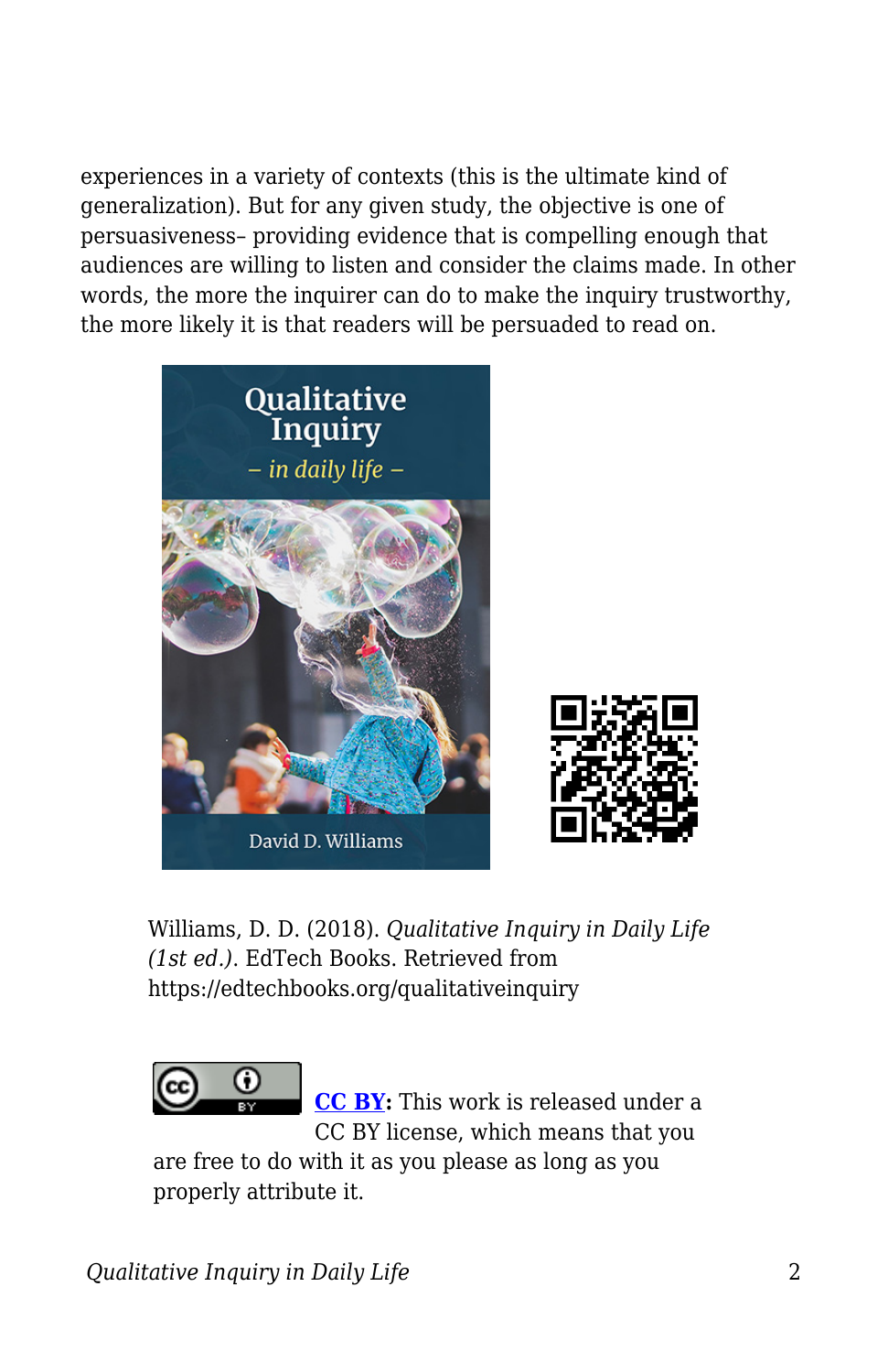experiences in a variety of contexts (this is the ultimate kind of generalization). But for any given study, the objective is one of persuasiveness– providing evidence that is compelling enough that audiences are willing to listen and consider the claims made. In other words, the more the inquirer can do to make the inquiry trustworthy, the more likely it is that readers will be persuaded to read on.

Williams, D. D. (2018). *Qualitative Inquiry in Daily Life (1st ed.)*. EdTech Books. Retrieved from https://edtechbooks.org/qualitativeinquiry

**CC BY:** This work is released under a CC BY license, which means that you are free to do with it as you please as long as you properly attribute it.